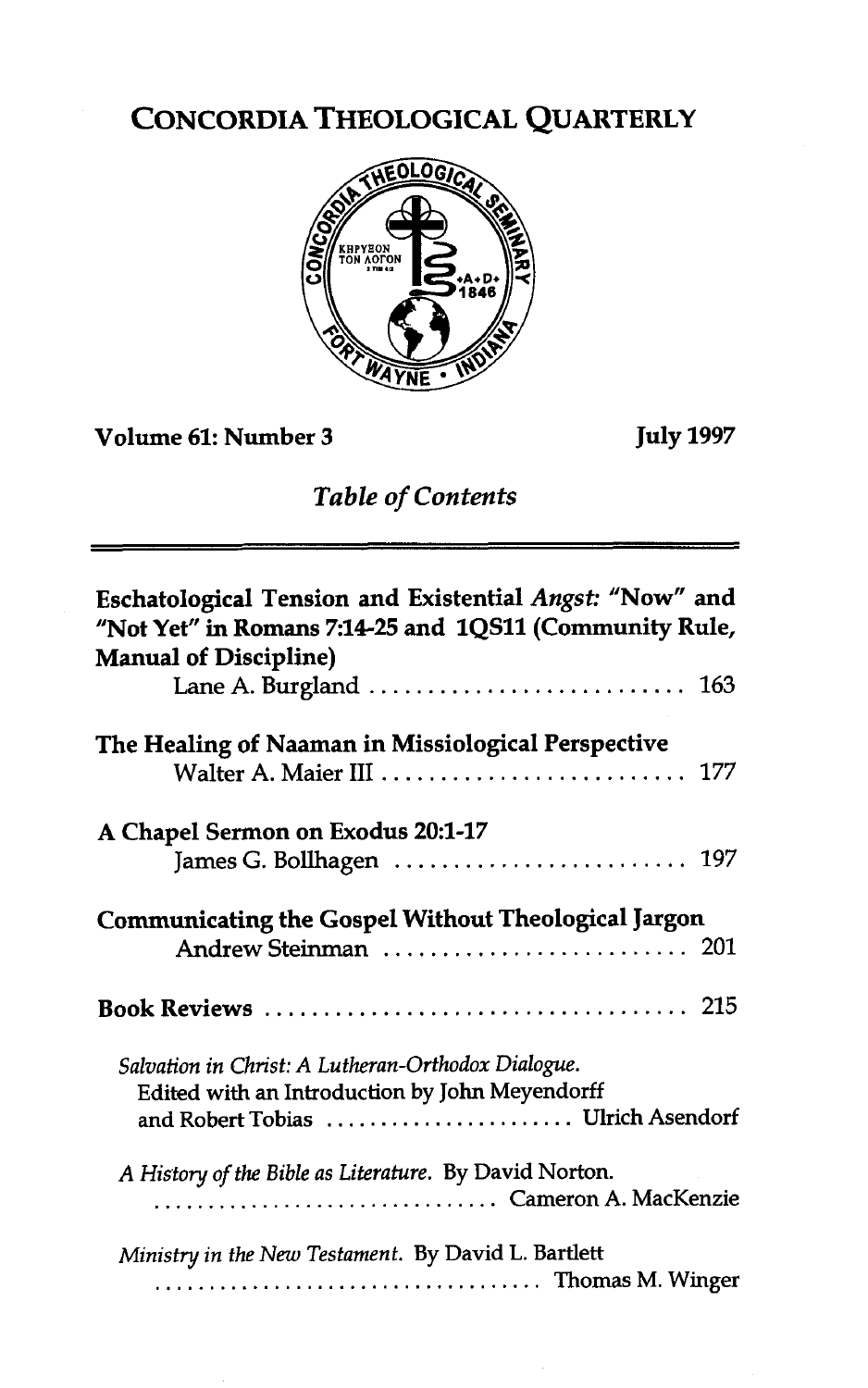# CONCORDIA THEOLOGICAL QUARTERLY

**Volume 61: Number 3** **July 1997**

## *Table of Contents*

**Eschatological Tension and Existential *Angst*: "Now" and "Not Yet" in Romans 7:14-25 and 1QS11 (Community Rule, Manual of Discipline)**
Lane A. Burgland ........................... 163

**The Healing of Naaman in Missiological Perspective**
Walter A. Maier III ........................... 177

**A Chapel Sermon on Exodus 20:1-17**
James G. Bollhagen ........................... 197

**Communicating the Gospel Without Theological Jargon**
Andrew Steinman ........................... 201

**Book Reviews** ........................... 215

*Salvation in Christ: A Lutheran-Orthodox Dialogue.* Edited with an Introduction by John Meyendorff and Robert Tobias ........................... Ulrich Asendorf

*A History of the Bible as Literature.* By David Norton. ........................... Cameron A. MacKenzie

*Ministry in the New Testament.* By David L. Bartlett ........................... Thomas M. Winger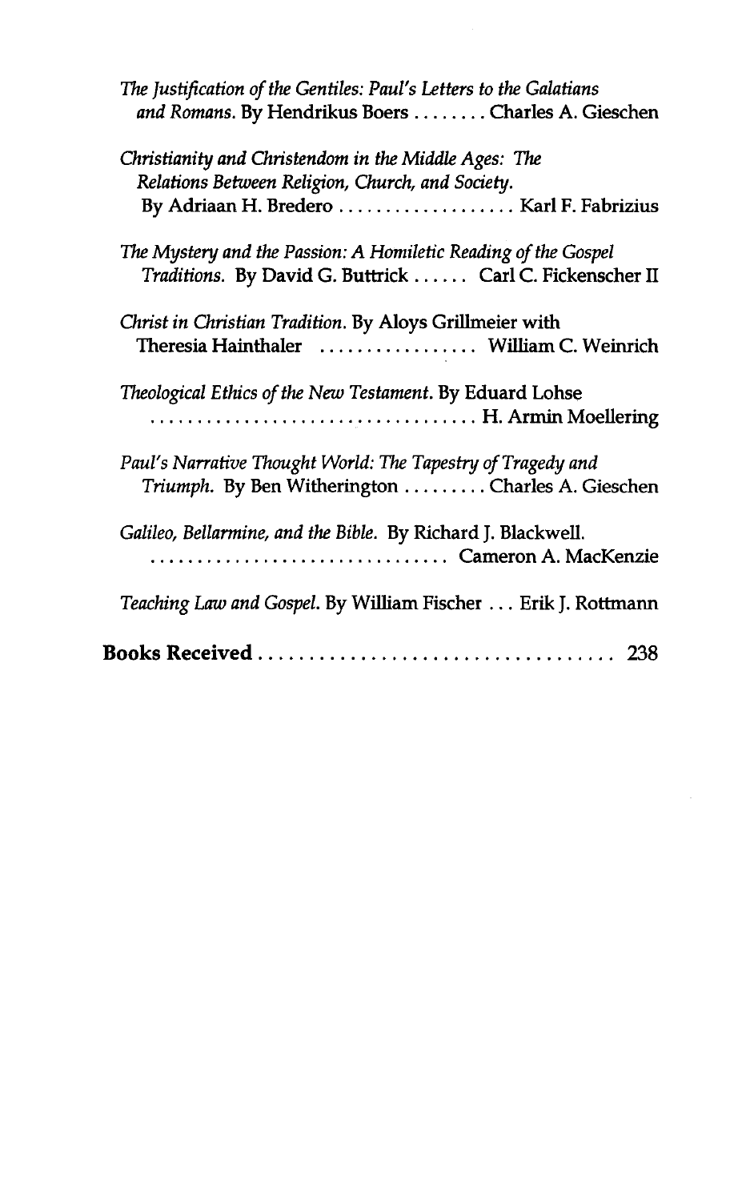*The Justification of the Gentiles: Paul's Letters to the Galatians and Romans*. By Hendrikus Boers . . . . . . . . Charles A. Gieschen

*Christianity and Christendom in the Middle Ages: The Relations Between Religion, Church, and Society*. By Adriaan H. Bredero . . . . . . . . . . . . . . . . . . . Karl F. Fabrizius

*The Mystery and the Passion: A Homiletic Reading of the Gospel Traditions*. By David G. Buttrick . . . . . . Carl C. Fickenscher II

*Christ in Christian Tradition*. By Aloys Grillmeier with Theresia Hainthaler . . . . . . . . . . . . . . . . . William C. Weinrich

*Theological Ethics of the New Testament*. By Eduard Lohse . . . . . . . . . . . . . . . . . . . . . . . . . . . . . . . . . . . H. Armin Moellering

*Paul's Narrative Thought World: The Tapestry of Tragedy and Triumph*. By Ben Witherington . . . . . . . . . Charles A. Gieschen

*Galileo, Bellarmine, and the Bible*. By Richard J. Blackwell. . . . . . . . . . . . . . . . . . . . . . . . . . . . . . . . . Cameron A. MacKenzie

*Teaching Law and Gospel*. By William Fischer . . . Erik J. Rottmann

**Books Received . . . . . . . . . . . . . . . . . . . . . . . . . . . . . . . . . . . 238**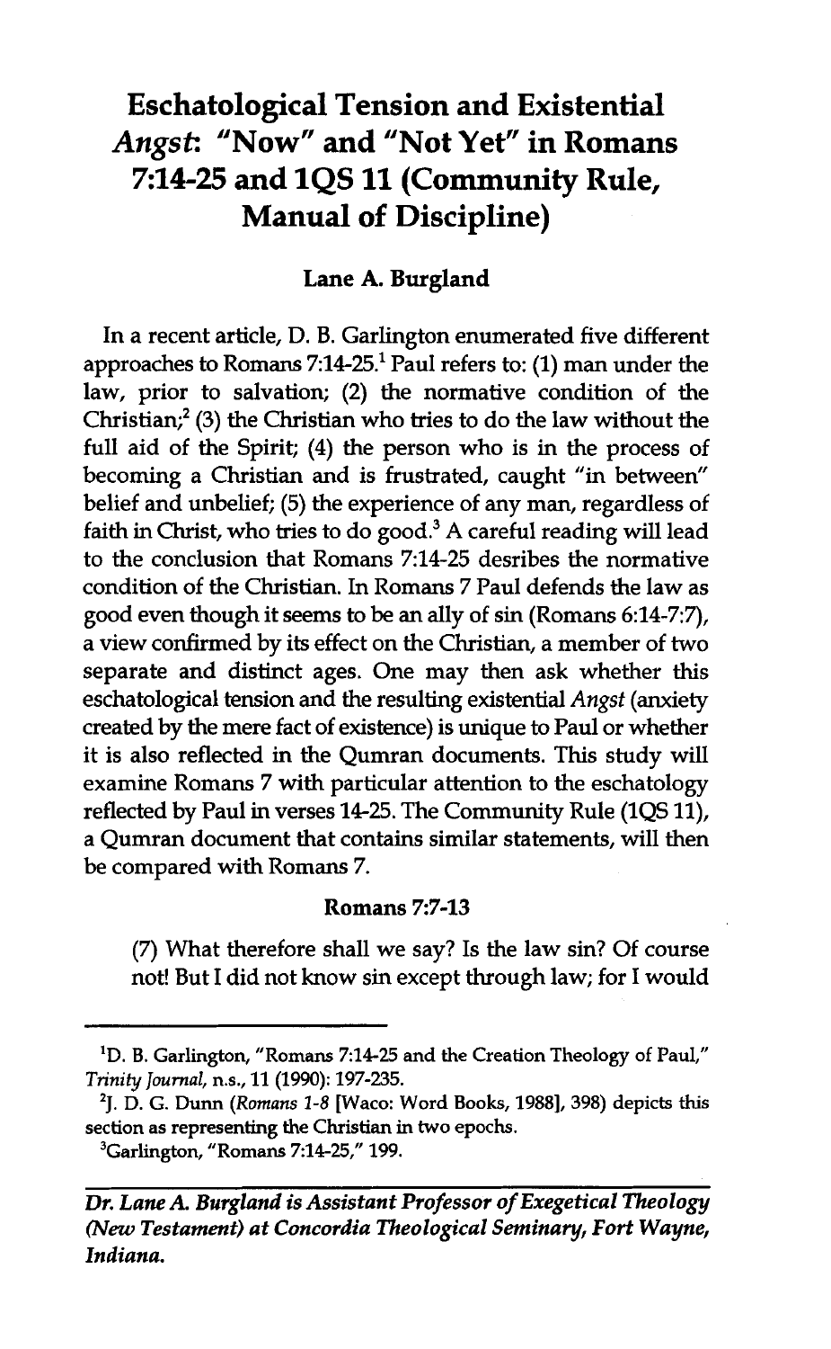# Eschatological Tension and Existential *Angst*: "Now" and "Not Yet" in Romans 7:14-25 and 1QS 11 (Community Rule, Manual of Discipline)

### Lane A. Burgland

In a recent article, D. B. Garlington enumerated five different approaches to Romans 7:14-25.[1] Paul refers to: (1) man under the law, prior to salvation; (2) the normative condition of the Christian;[2] (3) the Christian who tries to do the law without the full aid of the Spirit; (4) the person who is in the process of becoming a Christian and is frustrated, caught "in between" belief and unbelief; (5) the experience of any man, regardless of faith in Christ, who tries to do good.[3] A careful reading will lead to the conclusion that Romans 7:14-25 desribes the normative condition of the Christian. In Romans 7 Paul defends the law as good even though it seems to be an ally of sin (Romans 6:14-7:7), a view confirmed by its effect on the Christian, a member of two separate and distinct ages. One may then ask whether this eschatological tension and the resulting existential *Angst* (anxiety created by the mere fact of existence) is unique to Paul or whether it is also reflected in the Qumran documents. This study will examine Romans 7 with particular attention to the eschatology reflected by Paul in verses 14-25. The Community Rule (1QS 11), a Qumran document that contains similar statements, will then be compared with Romans 7.

### Romans 7:7-13

(7) What therefore shall we say? Is the law sin? Of course not! But I did not know sin except through law; for I would

---

[1] D. B. Garlington, "Romans 7:14-25 and the Creation Theology of Paul," *Trinity Journal*, n.s., 11 (1990): 197-235.

[2] J. D. G. Dunn (*Romans 1-8* [Waco: Word Books, 1988], 398) depicts this section as representing the Christian in two epochs.

[3] Garlington, "Romans 7:14-25," 199.

***Dr. Lane A. Burgland is Assistant Professor of Exegetical Theology (New Testament) at Concordia Theological Seminary, Fort Wayne, Indiana.***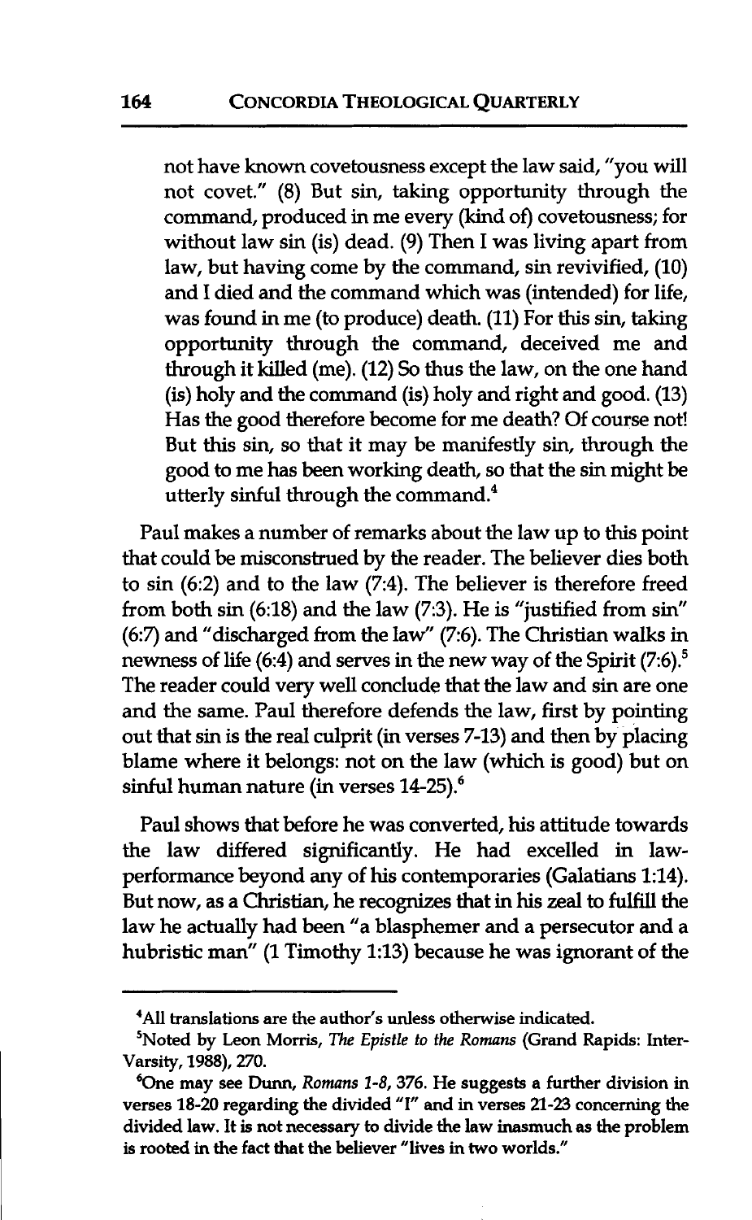> not have known covetousness except the law said, "you will not covet." (8) But sin, taking opportunity through the command, produced in me every (kind of) covetousness; for without law sin (is) dead. (9) Then I was living apart from law, but having come by the command, sin revivified, (10) and I died and the command which was (intended) for life, was found in me (to produce) death. (11) For this sin, taking opportunity through the command, deceived me and through it killed (me). (12) So thus the law, on the one hand (is) holy and the command (is) holy and right and good. (13) Has the good therefore become for me death? Of course not! But this sin, so that it may be manifestly sin, through the good to me has been working death, so that the sin might be utterly sinful through the command.[4]

Paul makes a number of remarks about the law up to this point that could be misconstrued by the reader. The believer dies both to sin (6:2) and to the law (7:4). The believer is therefore freed from both sin (6:18) and the law (7:3). He is "justified from sin" (6:7) and "discharged from the law" (7:6). The Christian walks in newness of life (6:4) and serves in the new way of the Spirit (7:6).[5] The reader could very well conclude that the law and sin are one and the same. Paul therefore defends the law, first by pointing out that sin is the real culprit (in verses 7-13) and then by placing blame where it belongs: not on the law (which is good) but on sinful human nature (in verses 14-25).[6]

Paul shows that before he was converted, his attitude towards the law differed significantly. He had excelled in law-performance beyond any of his contemporaries (Galatians 1:14). But now, as a Christian, he recognizes that in his zeal to fulfill the law he actually had been "a blasphemer and a persecutor and a hubristic man" (1 Timothy 1:13) because he was ignorant of the

---

[4] All translations are the author's unless otherwise indicated.

[5] Noted by Leon Morris, *The Epistle to the Romans* (Grand Rapids: Inter-Varsity, 1988), 270.

[6] One may see Dunn, *Romans 1-8*, 376. He suggests a further division in verses 18-20 regarding the divided "I" and in verses 21-23 concerning the divided law. It is not necessary to divide the law inasmuch as the problem is rooted in the fact that the believer "lives in two worlds."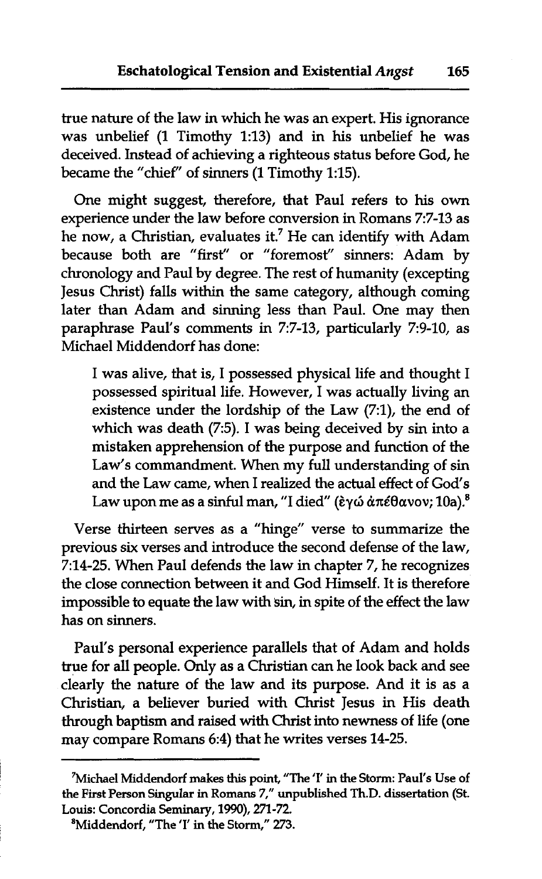true nature of the law in which he was an expert. His ignorance was unbelief (1 Timothy 1:13) and in his unbelief he was deceived. Instead of achieving a righteous status before God, he became the "chief" of sinners (1 Timothy 1:15).

One might suggest, therefore, that Paul refers to his own experience under the law before conversion in Romans 7:7-13 as he now, a Christian, evaluates it.[7] He can identify with Adam because both are "first" or "foremost" sinners: Adam by chronology and Paul by degree. The rest of humanity (excepting Jesus Christ) falls within the same category, although coming later than Adam and sinning less than Paul. One may then paraphrase Paul's comments in 7:7-13, particularly 7:9-10, as Michael Middendorf has done:

> I was alive, that is, I possessed physical life and thought I possessed spiritual life. However, I was actually living an existence under the lordship of the Law (7:1), the end of which was death (7:5). I was being deceived by sin into a mistaken apprehension of the purpose and function of the Law's commandment. When my full understanding of sin and the Law came, when I realized the actual effect of God's Law upon me as a sinful man, "I died" (ἐγώ ἀπέθανον; 10a).[8]

Verse thirteen serves as a "hinge" verse to summarize the previous six verses and introduce the second defense of the law, 7:14-25. When Paul defends the law in chapter 7, he recognizes the close connection between it and God Himself. It is therefore impossible to equate the law with sin, in spite of the effect the law has on sinners.

Paul's personal experience parallels that of Adam and holds true for all people. Only as a Christian can he look back and see clearly the nature of the law and its purpose. And it is as a Christian, a believer buried with Christ Jesus in His death through baptism and raised with Christ into newness of life (one may compare Romans 6:4) that he writes verses 14-25.

---

[7] Michael Middendorf makes this point, "The 'I' in the Storm: Paul's Use of the First Person Singular in Romans 7," unpublished Th.D. dissertation (St. Louis: Concordia Seminary, 1990), 271-72.

[8] Middendorf, "The 'I' in the Storm," 273.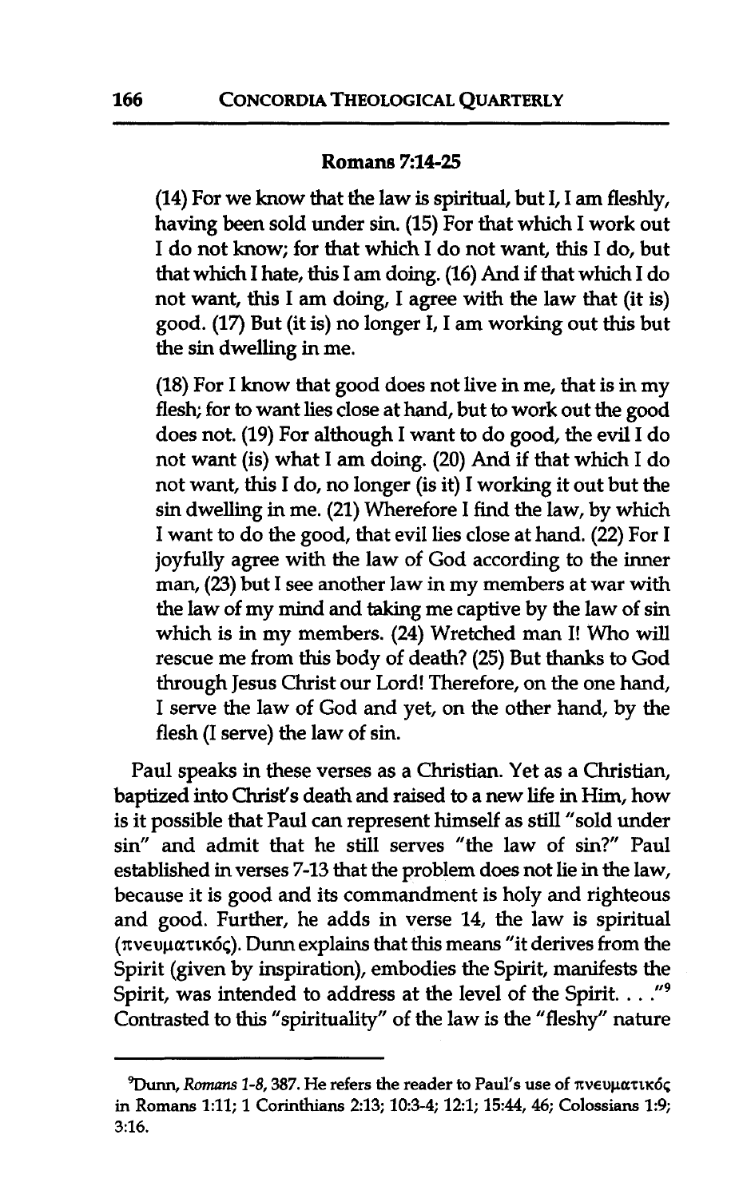### Romans 7:14-25

(14) For we know that the law is spiritual, but I, I am fleshly, having been sold under sin. (15) For that which I work out I do not know; for that which I do not want, this I do, but that which I hate, this I am doing. (16) And if that which I do not want, this I am doing, I agree with the law that (it is) good. (17) But (it is) no longer I, I am working out this but the sin dwelling in me.

(18) For I know that good does not live in me, that is in my flesh; for to want lies close at hand, but to work out the good does not. (19) For although I want to do good, the evil I do not want (is) what I am doing. (20) And if that which I do not want, this I do, no longer (is it) I working it out but the sin dwelling in me. (21) Wherefore I find the law, by which I want to do the good, that evil lies close at hand. (22) For I joyfully agree with the law of God according to the inner man, (23) but I see another law in my members at war with the law of my mind and taking me captive by the law of sin which is in my members. (24) Wretched man I! Who will rescue me from this body of death? (25) But thanks to God through Jesus Christ our Lord! Therefore, on the one hand, I serve the law of God and yet, on the other hand, by the flesh (I serve) the law of sin.

Paul speaks in these verses as a Christian. Yet as a Christian, baptized into Christ's death and raised to a new life in Him, how is it possible that Paul can represent himself as still "sold under sin" and admit that he still serves "the law of sin?" Paul established in verses 7-13 that the problem does not lie in the law, because it is good and its commandment is holy and righteous and good. Further, he adds in verse 14, the law is spiritual (πνευματικός). Dunn explains that this means "it derives from the Spirit (given by inspiration), embodies the Spirit, manifests the Spirit, was intended to address at the level of the Spirit. . . ."[9] Contrasted to this "spirituality" of the law is the "fleshy" nature

---

[9]Dunn, *Romans 1-8*, 387. He refers the reader to Paul's use of πνευματικός in Romans 1:11; 1 Corinthians 2:13; 10:3-4; 12:1; 15:44, 46; Colossians 1:9; 3:16.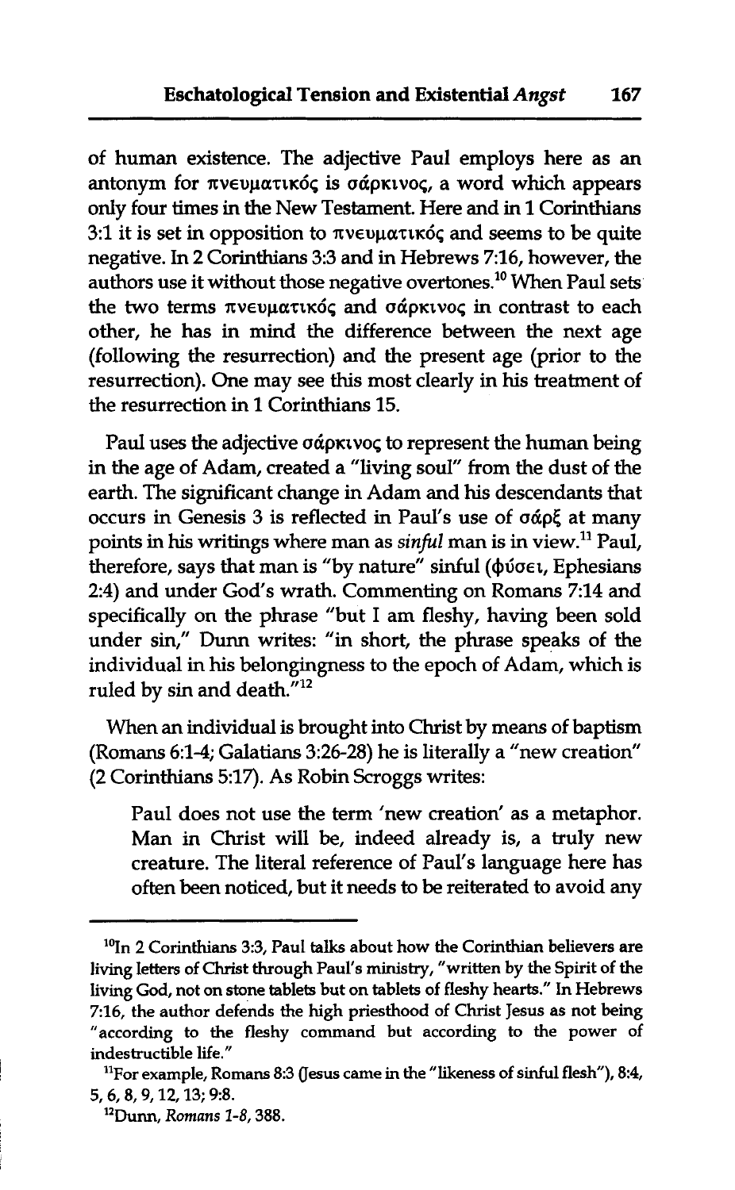of human existence. The adjective Paul employs here as an antonym for πνευματικός is σάρκινος, a word which appears only four times in the New Testament. Here and in 1 Corinthians 3:1 it is set in opposition to πνευματικός and seems to be quite negative. In 2 Corinthians 3:3 and in Hebrews 7:16, however, the authors use it without those negative overtones.[10] When Paul sets the two terms πνευματικός and σάρκινος in contrast to each other, he has in mind the difference between the next age (following the resurrection) and the present age (prior to the resurrection). One may see this most clearly in his treatment of the resurrection in 1 Corinthians 15.

Paul uses the adjective σάρκινος to represent the human being in the age of Adam, created a "living soul" from the dust of the earth. The significant change in Adam and his descendants that occurs in Genesis 3 is reflected in Paul's use of σάρξ at many points in his writings where man as *sinful* man is in view.[11] Paul, therefore, says that man is "by nature" sinful (φύσει, Ephesians 2:4) and under God's wrath. Commenting on Romans 7:14 and specifically on the phrase "but I am fleshy, having been sold under sin," Dunn writes: "in short, the phrase speaks of the individual in his belongingness to the epoch of Adam, which is ruled by sin and death."[12]

When an individual is brought into Christ by means of baptism (Romans 6:1-4; Galatians 3:26-28) he is literally a "new creation" (2 Corinthians 5:17). As Robin Scroggs writes:

> Paul does not use the term 'new creation' as a metaphor. Man in Christ will be, indeed already is, a truly new creature. The literal reference of Paul's language here has often been noticed, but it needs to be reiterated to avoid any

---

[10]In 2 Corinthians 3:3, Paul talks about how the Corinthian believers are living letters of Christ through Paul's ministry, "written by the Spirit of the living God, not on stone tablets but on tablets of fleshy hearts." In Hebrews 7:16, the author defends the high priesthood of Christ Jesus as not being "according to the fleshy command but according to the power of indestructible life."

[11]For example, Romans 8:3 (Jesus came in the "likeness of sinful flesh"), 8:4, 5, 6, 8, 9, 12, 13; 9:8.

[12]Dunn, *Romans 1-8*, 388.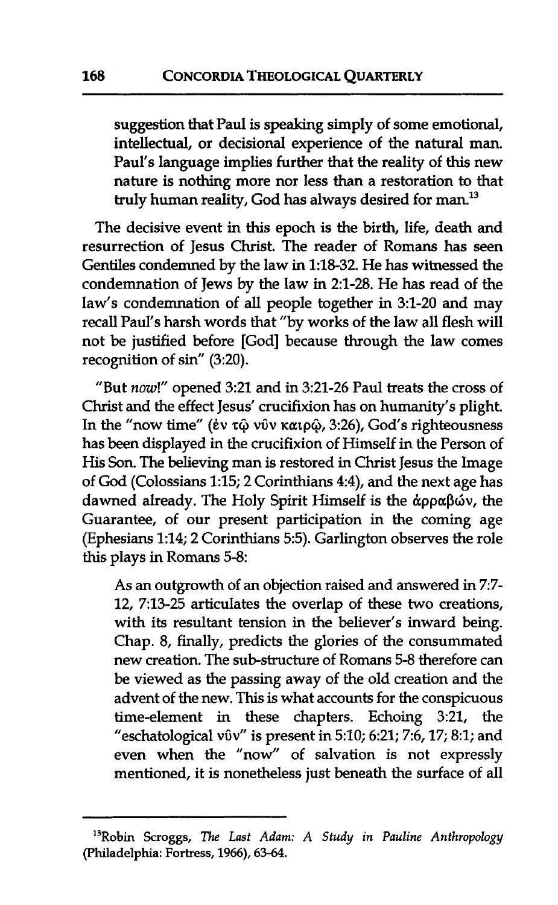suggestion that Paul is speaking simply of some emotional, intellectual, or decisional experience of the natural man. Paul's language implies further that the reality of this new nature is nothing more nor less than a restoration to that truly human reality, God has always desired for man.[13]

The decisive event in this epoch is the birth, life, death and resurrection of Jesus Christ. The reader of Romans has seen Gentiles condemned by the law in 1:18-32. He has witnessed the condemnation of Jews by the law in 2:1-28. He has read of the law's condemnation of all people together in 3:1-20 and may recall Paul's harsh words that "by works of the law all flesh will not be justified before [God] because through the law comes recognition of sin" (3:20).

"But *now*!" opened 3:21 and in 3:21-26 Paul treats the cross of Christ and the effect Jesus' crucifixion has on humanity's plight. In the "now time" (ἐν τῷ νῦν καιρῷ, 3:26), God's righteousness has been displayed in the crucifixion of Himself in the Person of His Son. The believing man is restored in Christ Jesus the Image of God (Colossians 1:15; 2 Corinthians 4:4), and the next age has dawned already. The Holy Spirit Himself is the ἀρραβών, the Guarantee, of our present participation in the coming age (Ephesians 1:14; 2 Corinthians 5:5). Garlington observes the role this plays in Romans 5-8:

> As an outgrowth of an objection raised and answered in 7:7-12, 7:13-25 articulates the overlap of these two creations, with its resultant tension in the believer's inward being. Chap. 8, finally, predicts the glories of the consummated new creation. The sub-structure of Romans 5-8 therefore can be viewed as the passing away of the old creation and the advent of the new. This is what accounts for the conspicuous time-element in these chapters. Echoing 3:21, the "eschatological νῦν" is present in 5:10; 6:21; 7:6, 17; 8:1; and even when the "now" of salvation is not expressly mentioned, it is nonetheless just beneath the surface of all

---

[13] Robin Scroggs, *The Last Adam: A Study in Pauline Anthropology* (Philadelphia: Fortress, 1966), 63-64.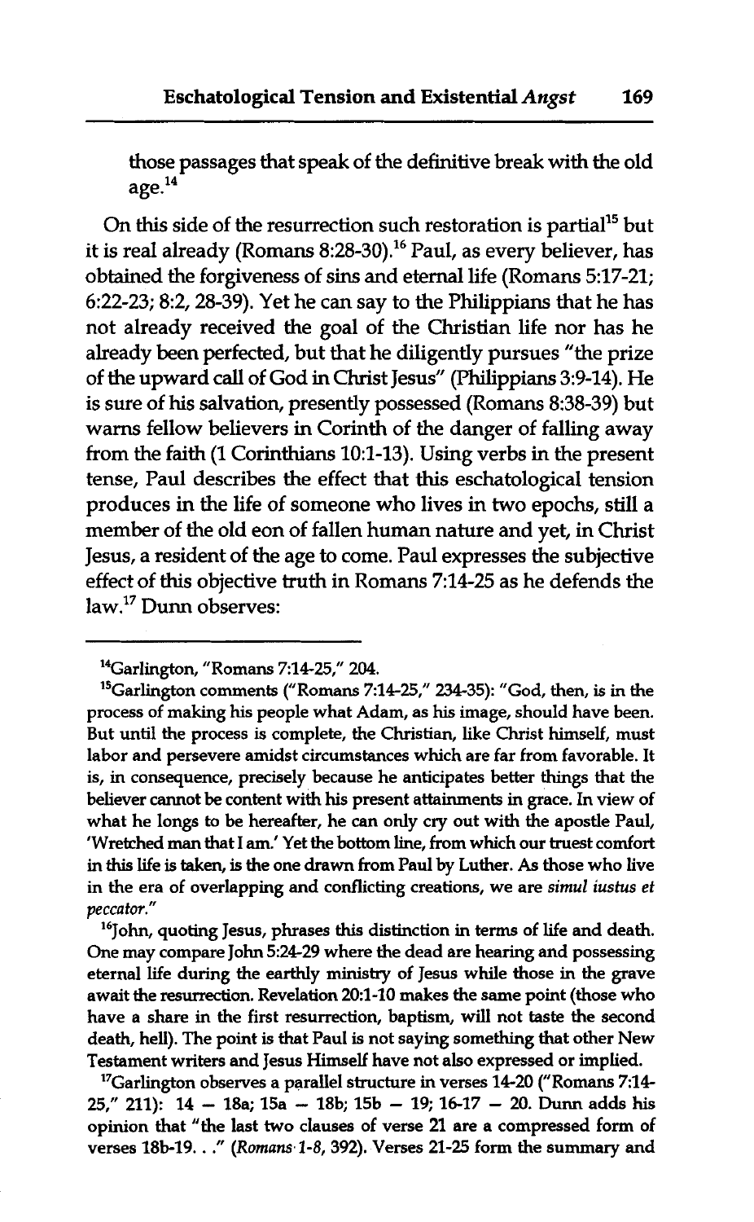those passages that speak of the definitive break with the old age.[14]

On this side of the resurrection such restoration is partial[15] but it is real already (Romans 8:28-30).[16] Paul, as every believer, has obtained the forgiveness of sins and eternal life (Romans 5:17-21; 6:22-23; 8:2, 28-39). Yet he can say to the Philippians that he has not already received the goal of the Christian life nor has he already been perfected, but that he diligently pursues "the prize of the upward call of God in Christ Jesus" (Philippians 3:9-14). He is sure of his salvation, presently possessed (Romans 8:38-39) but warns fellow believers in Corinth of the danger of falling away from the faith (1 Corinthians 10:1-13). Using verbs in the present tense, Paul describes the effect that this eschatological tension produces in the life of someone who lives in two epochs, still a member of the old eon of fallen human nature and yet, in Christ Jesus, a resident of the age to come. Paul expresses the subjective effect of this objective truth in Romans 7:14-25 as he defends the law.[17] Dunn observes:

---

[14]Garlington, "Romans 7:14-25," 204.

[15]Garlington comments ("Romans 7:14-25," 234-35): "God, then, is in the process of making his people what Adam, as his image, should have been. But until the process is complete, the Christian, like Christ himself, must labor and persevere amidst circumstances which are far from favorable. It is, in consequence, precisely because he anticipates better things that the believer cannot be content with his present attainments in grace. In view of what he longs to be hereafter, he can only cry out with the apostle Paul, 'Wretched man that I am.' Yet the bottom line, from which our truest comfort in this life is taken, is the one drawn from Paul by Luther. As those who live in the era of overlapping and conflicting creations, we are *simul iustus et peccator.*"

[16]John, quoting Jesus, phrases this distinction in terms of life and death. One may compare John 5:24-29 where the dead are hearing and possessing eternal life during the earthly ministry of Jesus while those in the grave await the resurrection. Revelation 20:1-10 makes the same point (those who have a share in the first resurrection, baptism, will not taste the second death, hell). The point is that Paul is not saying something that other New Testament writers and Jesus Himself have not also expressed or implied.

[17]Garlington observes a parallel structure in verses 14-20 ("Romans 7:14-25," 211): 14 — 18a; 15a — 18b; 15b — 19; 16-17 — 20. Dunn adds his opinion that "the last two clauses of verse 21 are a compressed form of verses 18b-19. . ." (*Romans 1-8*, 392). Verses 21-25 form the summary and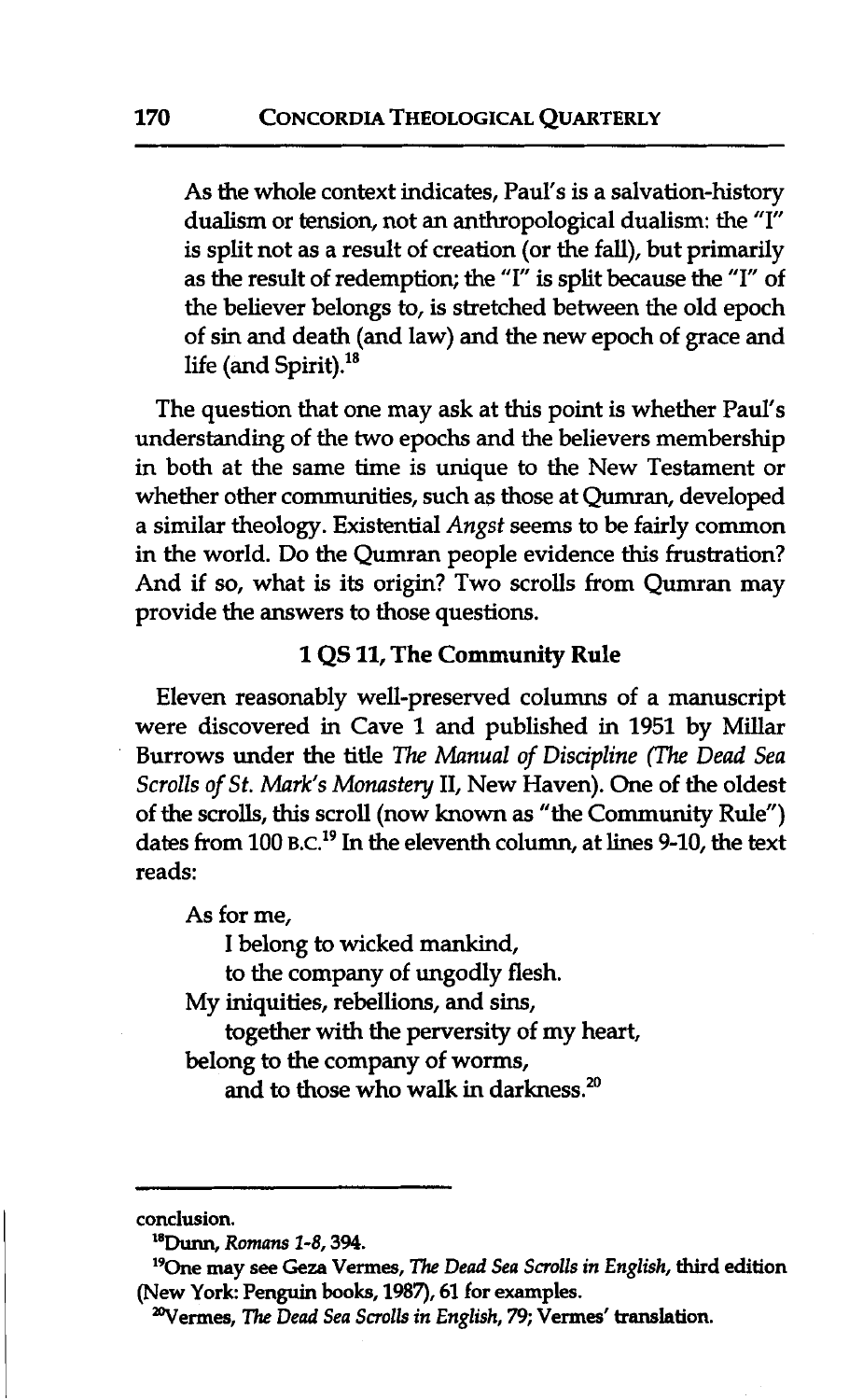> As the whole context indicates, Paul's is a salvation-history dualism or tension, not an anthropological dualism: the "I" is split not as a result of creation (or the fall), but primarily as the result of redemption; the "I" is split because the "I" of the believer belongs to, is stretched between the old epoch of sin and death (and law) and the new epoch of grace and life (and Spirit).[18]

The question that one may ask at this point is whether Paul's understanding of the two epochs and the believers membership in both at the same time is unique to the New Testament or whether other communities, such as those at Qumran, developed a similar theology. Existential *Angst* seems to be fairly common in the world. Do the Qumran people evidence this frustration? And if so, what is its origin? Two scrolls from Qumran may provide the answers to those questions.

### 1 QS 11, The Community Rule

Eleven reasonably well-preserved columns of a manuscript were discovered in Cave 1 and published in 1951 by Millar Burrows under the title *The Manual of Discipline (The Dead Sea Scrolls of St. Mark's Monastery* II, New Haven). One of the oldest of the scrolls, this scroll (now known as "the Community Rule") dates from 100 B.C.[19] In the eleventh column, at lines 9-10, the text reads:

> As for me,
> I belong to wicked mankind,
> to the company of ungodly flesh.
> My iniquities, rebellions, and sins,
> together with the perversity of my heart,
> belong to the company of worms,
> and to those who walk in darkness.[20]

---

conclusion.

[18] Dunn, *Romans 1-8*, 394.

[19] One may see Geza Vermes, *The Dead Sea Scrolls in English*, third edition (New York: Penguin books, 1987), 61 for examples.

[20] Vermes, *The Dead Sea Scrolls in English*, 79; Vermes' translation.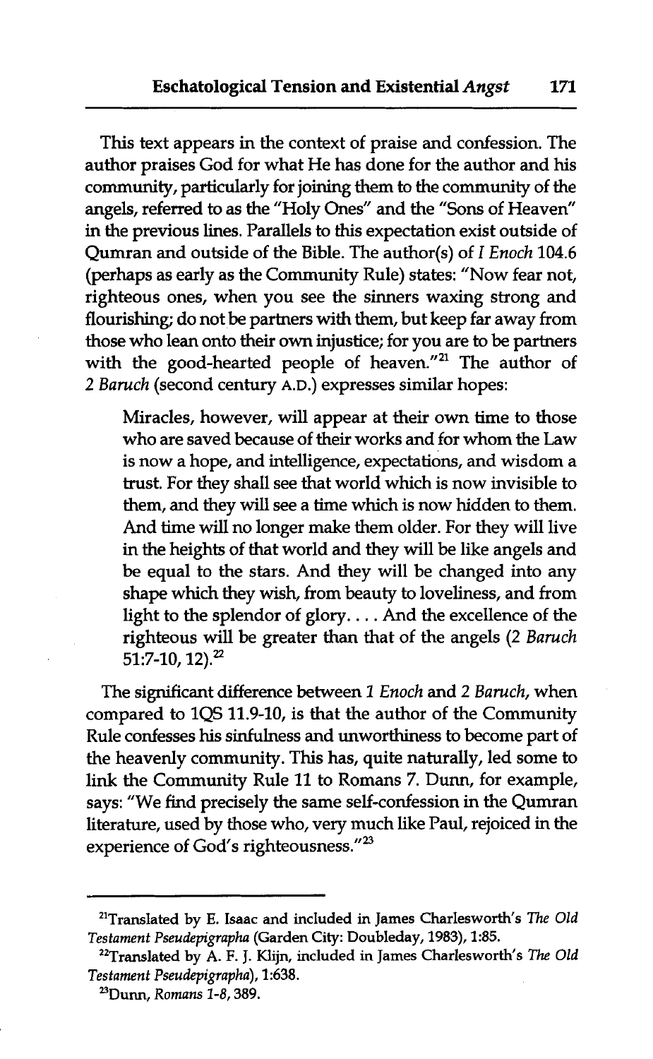This text appears in the context of praise and confession. The author praises God for what He has done for the author and his community, particularly for joining them to the community of the angels, referred to as the "Holy Ones" and the "Sons of Heaven" in the previous lines. Parallels to this expectation exist outside of Qumran and outside of the Bible. The author(s) of *I Enoch* 104.6 (perhaps as early as the Community Rule) states: "Now fear not, righteous ones, when you see the sinners waxing strong and flourishing; do not be partners with them, but keep far away from those who lean onto their own injustice; for you are to be partners with the good-hearted people of heaven."[21] The author of *2 Baruch* (second century A.D.) expresses similar hopes:

> Miracles, however, will appear at their own time to those who are saved because of their works and for whom the Law is now a hope, and intelligence, expectations, and wisdom a trust. For they shall see that world which is now invisible to them, and they will see a time which is now hidden to them. And time will no longer make them older. For they will live in the heights of that world and they will be like angels and be equal to the stars. And they will be changed into any shape which they wish, from beauty to loveliness, and from light to the splendor of glory. . . . And the excellence of the righteous will be greater than that of the angels (*2 Baruch* 51:7-10, 12).[22]

The significant difference between *1 Enoch* and *2 Baruch*, when compared to 1QS 11.9-10, is that the author of the Community Rule confesses his sinfulness and unworthiness to become part of the heavenly community. This has, quite naturally, led some to link the Community Rule 11 to Romans 7. Dunn, for example, says: "We find precisely the same self-confession in the Qumran literature, used by those who, very much like Paul, rejoiced in the experience of God's righteousness."[23]

---

[21]Translated by E. Isaac and included in James Charlesworth's *The Old Testament Pseudepigrapha* (Garden City: Doubleday, 1983), 1:85.

[22]Translated by A. F. J. Klijn, included in James Charlesworth's *The Old Testament Pseudepigrapha*), 1:638.

[23]Dunn, *Romans 1-8*, 389.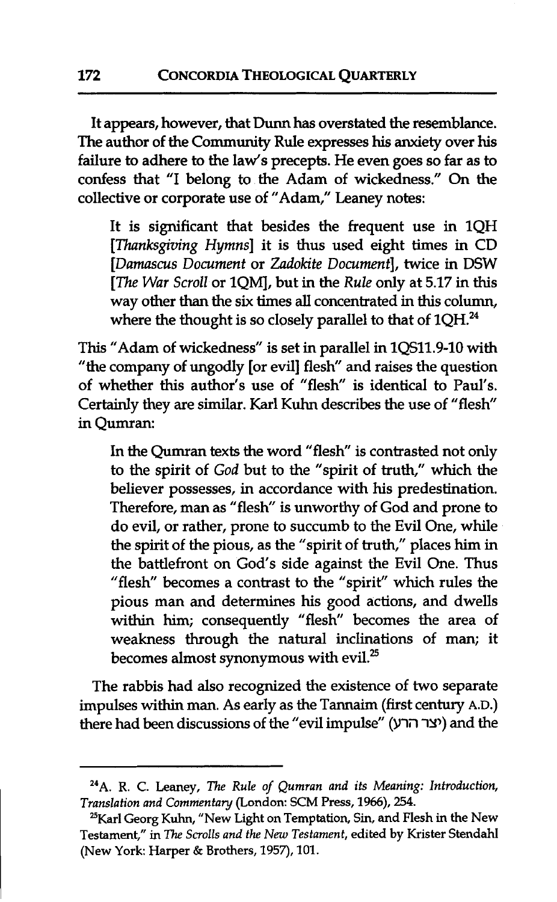It appears, however, that Dunn has overstated the resemblance. The author of the Community Rule expresses his anxiety over his failure to adhere to the law's precepts. He even goes so far as to confess that "I belong to the Adam of wickedness." On the collective or corporate use of "Adam," Leaney notes:

> It is significant that besides the frequent use in 1QH [*Thanksgiving Hymns*] it is thus used eight times in CD [*Damascus Document* or *Zadokite Document*], twice in DSW [*The War Scroll* or 1QM], but in the *Rule* only at 5.17 in this way other than the six times all concentrated in this column, where the thought is so closely parallel to that of 1QH.[24]

This "Adam of wickedness" is set in parallel in 1QS11.9-10 with "the company of ungodly [or evil] flesh" and raises the question of whether this author's use of "flesh" is identical to Paul's. Certainly they are similar. Karl Kuhn describes the use of "flesh" in Qumran:

> In the Qumran texts the word "flesh" is contrasted not only to the spirit of *God* but to the "spirit of truth," which the believer possesses, in accordance with his predestination. Therefore, man as "flesh" is unworthy of God and prone to do evil, or rather, prone to succumb to the Evil One, while the spirit of the pious, as the "spirit of truth," places him in the battlefront on God's side against the Evil One. Thus "flesh" becomes a contrast to the "spirit" which rules the pious man and determines his good actions, and dwells within him; consequently "flesh" becomes the area of weakness through the natural inclinations of man; it becomes almost synonymous with evil.[25]

The rabbis had also recognized the existence of two separate impulses within man. As early as the Tannaim (first century A.D.) there had been discussions of the "evil impulse" (יצר הרע) and the

---

[24] A. R. C. Leaney, *The Rule of Qumran and its Meaning: Introduction, Translation and Commentary* (London: SCM Press, 1966), 254.

[25] Karl Georg Kuhn, "New Light on Temptation, Sin, and Flesh in the New Testament," in *The Scrolls and the New Testament*, edited by Krister Stendahl (New York: Harper & Brothers, 1957), 101.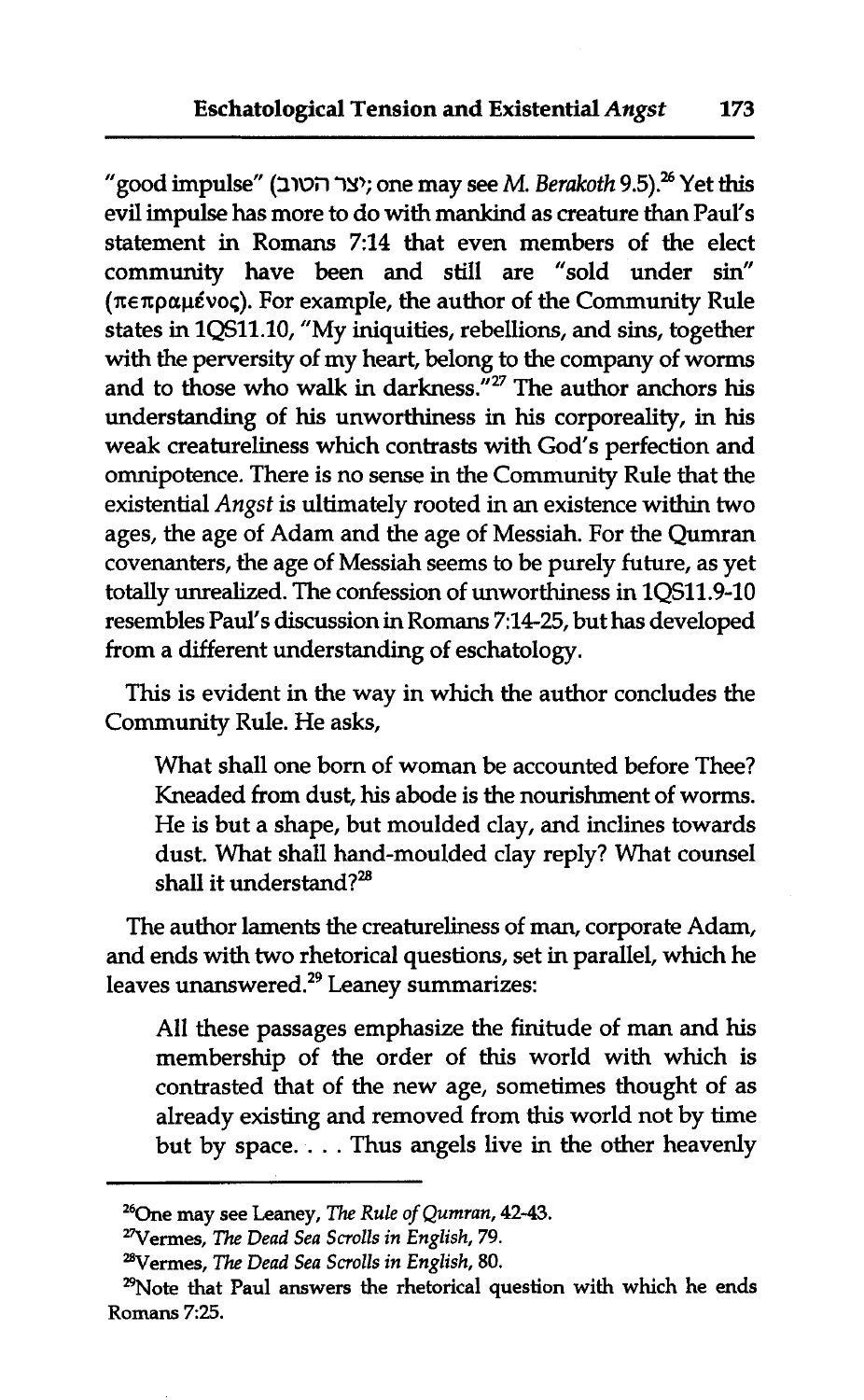"good impulse" (יצר הטוב; one may see *M. Berakoth* 9.5).[26] Yet this evil impulse has more to do with mankind as creature than Paul's statement in Romans 7:14 that even members of the elect community have been and still are "sold under sin" (πεπραμένος). For example, the author of the Community Rule states in 1QS11.10, "My iniquities, rebellions, and sins, together with the perversity of my heart, belong to the company of worms and to those who walk in darkness."[27] The author anchors his understanding of his unworthiness in his corporeality, in his weak creatureliness which contrasts with God's perfection and omnipotence. There is no sense in the Community Rule that the existential *Angst* is ultimately rooted in an existence within two ages, the age of Adam and the age of Messiah. For the Qumran covenanters, the age of Messiah seems to be purely future, as yet totally unrealized. The confession of unworthiness in 1QS11.9-10 resembles Paul's discussion in Romans 7:14-25, but has developed from a different understanding of eschatology.

This is evident in the way in which the author concludes the Community Rule. He asks,

> What shall one born of woman be accounted before Thee? Kneaded from dust, his abode is the nourishment of worms. He is but a shape, but moulded clay, and inclines towards dust. What shall hand-moulded clay reply? What counsel shall it understand?[28]

The author laments the creatureliness of man, corporate Adam, and ends with two rhetorical questions, set in parallel, which he leaves unanswered.[29] Leaney summarizes:

> All these passages emphasize the finitude of man and his membership of the order of this world with which is contrasted that of the new age, sometimes thought of as already existing and removed from this world not by time but by space. . . . Thus angels live in the other heavenly

---

[26] One may see Leaney, *The Rule of Qumran*, 42-43.

[27] Vermes, *The Dead Sea Scrolls in English*, 79.

[28] Vermes, *The Dead Sea Scrolls in English*, 80.

[29] Note that Paul answers the rhetorical question with which he ends Romans 7:25.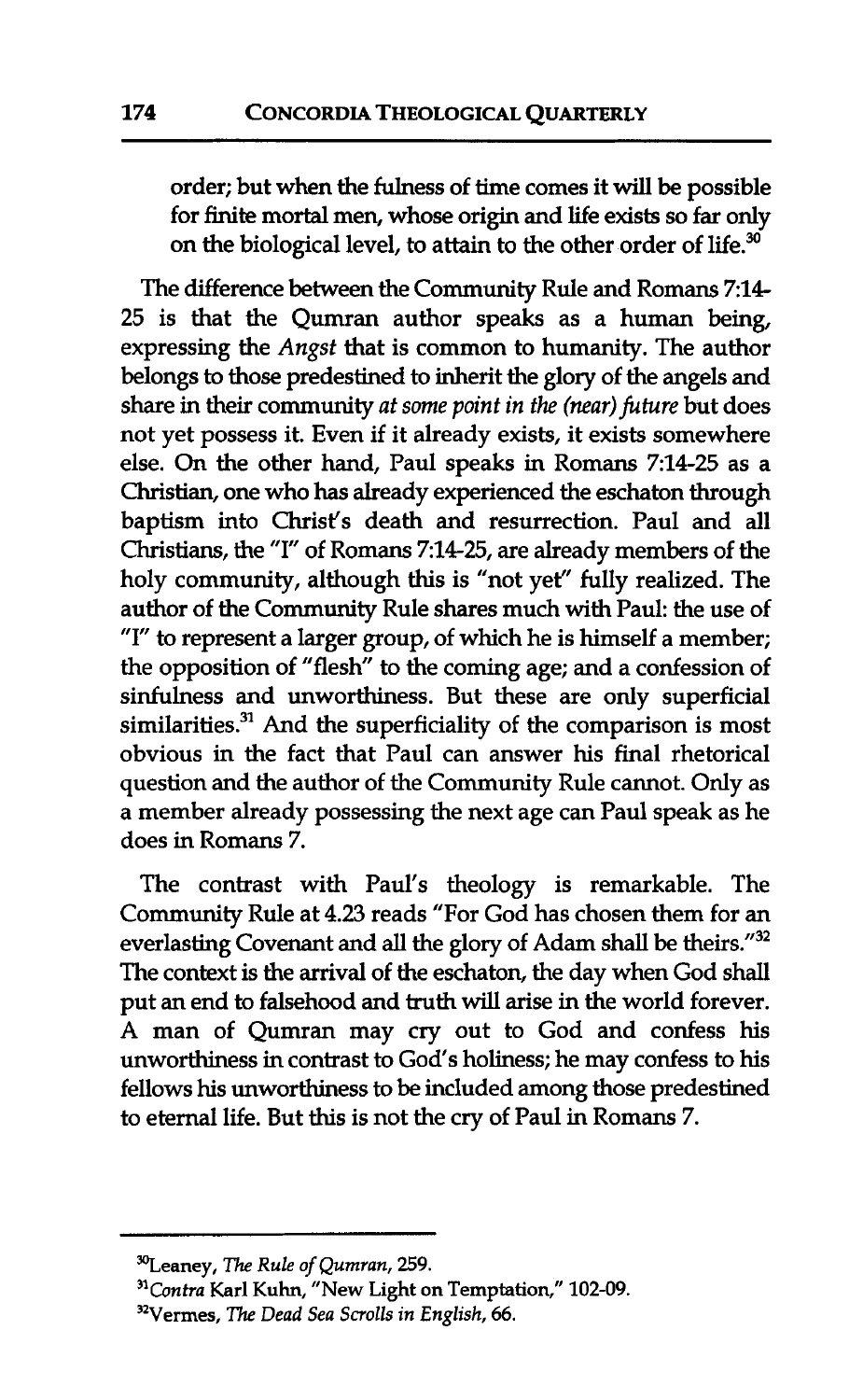> order; but when the fulness of time comes it will be possible for finite mortal men, whose origin and life exists so far only on the biological level, to attain to the other order of life.[30]

The difference between the Community Rule and Romans 7:14-25 is that the Qumran author speaks as a human being, expressing the *Angst* that is common to humanity. The author belongs to those predestined to inherit the glory of the angels and share in their community *at some point in the (near) future* but does not yet possess it. Even if it already exists, it exists somewhere else. On the other hand, Paul speaks in Romans 7:14-25 as a Christian, one who has already experienced the eschaton through baptism into Christ's death and resurrection. Paul and all Christians, the "I" of Romans 7:14-25, are already members of the holy community, although this is "not yet" fully realized. The author of the Community Rule shares much with Paul: the use of "I" to represent a larger group, of which he is himself a member; the opposition of "flesh" to the coming age; and a confession of sinfulness and unworthiness. But these are only superficial similarities.[31] And the superficiality of the comparison is most obvious in the fact that Paul can answer his final rhetorical question and the author of the Community Rule cannot. Only as a member already possessing the next age can Paul speak as he does in Romans 7.

The contrast with Paul's theology is remarkable. The Community Rule at 4.23 reads "For God has chosen them for an everlasting Covenant and all the glory of Adam shall be theirs."[32] The context is the arrival of the eschaton, the day when God shall put an end to falsehood and truth will arise in the world forever. A man of Qumran may cry out to God and confess his unworthiness in contrast to God's holiness; he may confess to his fellows his unworthiness to be included among those predestined to eternal life. But this is not the cry of Paul in Romans 7.

---

[30] Leaney, *The Rule of Qumran*, 259.

[31] *Contra* Karl Kuhn, "New Light on Temptation," 102-09.

[32] Vermes, *The Dead Sea Scrolls in English*, 66.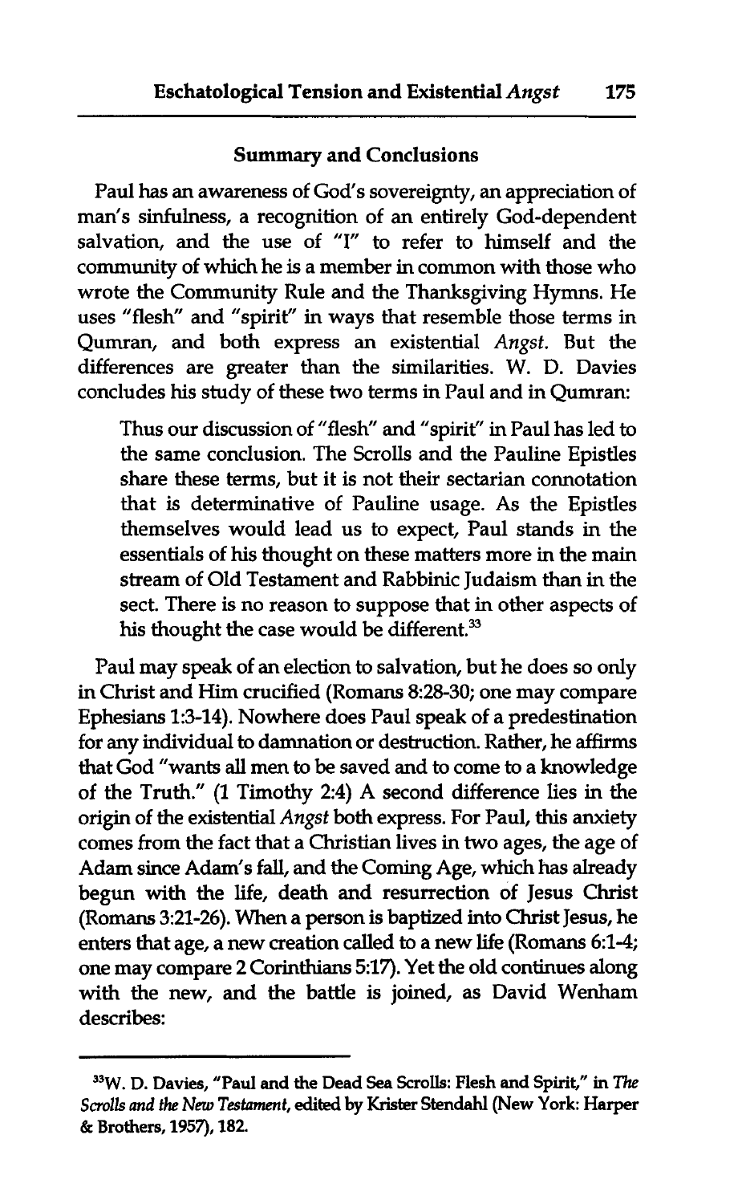### Summary and Conclusions

Paul has an awareness of God's sovereignty, an appreciation of man's sinfulness, a recognition of an entirely God-dependent salvation, and the use of "I" to refer to himself and the community of which he is a member in common with those who wrote the Community Rule and the Thanksgiving Hymns. He uses "flesh" and "spirit" in ways that resemble those terms in Qumran, and both express an existential *Angst*. But the differences are greater than the similarities. W. D. Davies concludes his study of these two terms in Paul and in Qumran:

> Thus our discussion of "flesh" and "spirit" in Paul has led to the same conclusion. The Scrolls and the Pauline Epistles share these terms, but it is not their sectarian connotation that is determinative of Pauline usage. As the Epistles themselves would lead us to expect, Paul stands in the essentials of his thought on these matters more in the main stream of Old Testament and Rabbinic Judaism than in the sect. There is no reason to suppose that in other aspects of his thought the case would be different.[33]

Paul may speak of an election to salvation, but he does so only in Christ and Him crucified (Romans 8:28-30; one may compare Ephesians 1:3-14). Nowhere does Paul speak of a predestination for any individual to damnation or destruction. Rather, he affirms that God "wants all men to be saved and to come to a knowledge of the Truth." (1 Timothy 2:4) A second difference lies in the origin of the existential *Angst* both express. For Paul, this anxiety comes from the fact that a Christian lives in two ages, the age of Adam since Adam's fall, and the Coming Age, which has already begun with the life, death and resurrection of Jesus Christ (Romans 3:21-26). When a person is baptized into Christ Jesus, he enters that age, a new creation called to a new life (Romans 6:1-4; one may compare 2 Corinthians 5:17). Yet the old continues along with the new, and the battle is joined, as David Wenham describes:

---

[33]W. D. Davies, "Paul and the Dead Sea Scrolls: Flesh and Spirit," in *The Scrolls and the New Testament*, edited by Krister Stendahl (New York: Harper & Brothers, 1957), 182.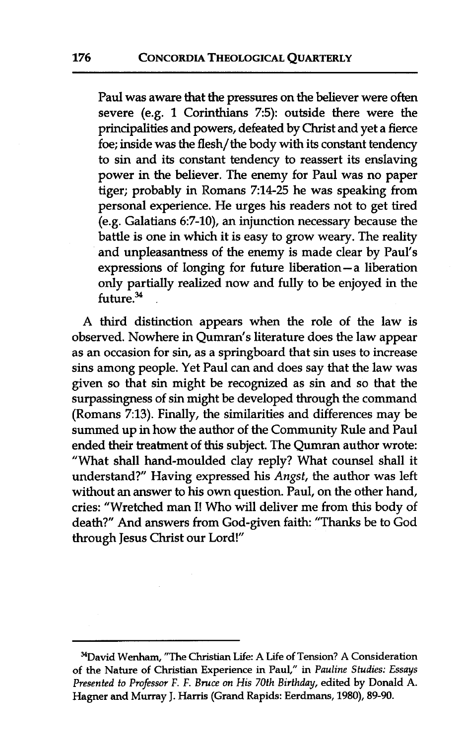> Paul was aware that the pressures on the believer were often severe (e.g. 1 Corinthians 7:5): outside there were the principalities and powers, defeated by Christ and yet a fierce foe; inside was the flesh/the body with its constant tendency to sin and its constant tendency to reassert its enslaving power in the believer. The enemy for Paul was no paper tiger; probably in Romans 7:14-25 he was speaking from personal experience. He urges his readers not to get tired (e.g. Galatians 6:7-10), an injunction necessary because the battle is one in which it is easy to grow weary. The reality and unpleasantness of the enemy is made clear by Paul's expressions of longing for future liberation—a liberation only partially realized now and fully to be enjoyed in the future.[34]

A third distinction appears when the role of the law is observed. Nowhere in Qumran's literature does the law appear as an occasion for sin, as a springboard that sin uses to increase sins among people. Yet Paul can and does say that the law was given so that sin might be recognized as sin and so that the surpassingness of sin might be developed through the command (Romans 7:13). Finally, the similarities and differences may be summed up in how the author of the Community Rule and Paul ended their treatment of this subject. The Qumran author wrote: "What shall hand-moulded clay reply? What counsel shall it understand?" Having expressed his *Angst*, the author was left without an answer to his own question. Paul, on the other hand, cries: "Wretched man I! Who will deliver me from this body of death?" And answers from God-given faith: "Thanks be to God through Jesus Christ our Lord!"

---

[34]David Wenham, "The Christian Life: A Life of Tension? A Consideration of the Nature of Christian Experience in Paul," in *Pauline Studies: Essays Presented to Professor F. F. Bruce on His 70th Birthday*, edited by Donald A. Hagner and Murray J. Harris (Grand Rapids: Eerdmans, 1980), 89-90.